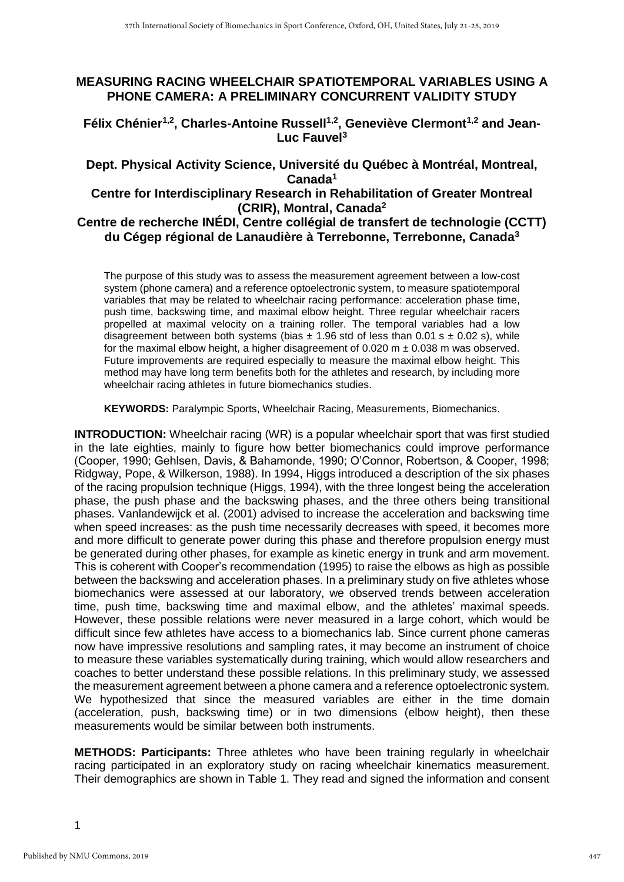# MEASURING RACING WHEELCHAIR SPATIOTEMPORAL VARIABLES USING A PHONE CAMERA: A PRELIMINARY CONCURRENT VALIDITY STUDY

**Félix Chénier[1,2], Charles-Antoine Russell[1,2], Geneviève Clermont[1,2] and Jean-Luc Fauvel[3]**

**Dept. Physical Activity Science, Université du Québec à Montréal, Montreal, Canada[1]**
**Centre for Interdisciplinary Research in Rehabilitation of Greater Montreal (CRIR), Montral, Canada[2]**
**Centre de recherche INÉDI, Centre collégial de transfert de technologie (CCTT) du Cégep régional de Lanaudière à Terrebonne, Terrebonne, Canada[3]**

The purpose of this study was to assess the measurement agreement between a low-cost system (phone camera) and a reference optoelectronic system, to measure spatiotemporal variables that may be related to wheelchair racing performance: acceleration phase time, push time, backswing time, and maximal elbow height. Three regular wheelchair racers propelled at maximal velocity on a training roller. The temporal variables had a low disagreement between both systems (bias ± 1.96 std of less than 0.01 s ± 0.02 s), while for the maximal elbow height, a higher disagreement of 0.020 m ± 0.038 m was observed. Future improvements are required especially to measure the maximal elbow height. This method may have long term benefits both for the athletes and research, by including more wheelchair racing athletes in future biomechanics studies.

**KEYWORDS:** Paralympic Sports, Wheelchair Racing, Measurements, Biomechanics.

**INTRODUCTION:** Wheelchair racing (WR) is a popular wheelchair sport that was first studied in the late eighties, mainly to figure how better biomechanics could improve performance (Cooper, 1990; Gehlsen, Davis, & Bahamonde, 1990; O'Connor, Robertson, & Cooper, 1998; Ridgway, Pope, & Wilkerson, 1988). In 1994, Higgs introduced a description of the six phases of the racing propulsion technique (Higgs, 1994), with the three longest being the acceleration phase, the push phase and the backswing phases, and the three others being transitional phases. Vanlandewijck et al. (2001) advised to increase the acceleration and backswing time when speed increases: as the push time necessarily decreases with speed, it becomes more and more difficult to generate power during this phase and therefore propulsion energy must be generated during other phases, for example as kinetic energy in trunk and arm movement. This is coherent with Cooper's recommendation (1995) to raise the elbows as high as possible between the backswing and acceleration phases. In a preliminary study on five athletes whose biomechanics were assessed at our laboratory, we observed trends between acceleration time, push time, backswing time and maximal elbow, and the athletes' maximal speeds. However, these possible relations were never measured in a large cohort, which would be difficult since few athletes have access to a biomechanics lab. Since current phone cameras now have impressive resolutions and sampling rates, it may become an instrument of choice to measure these variables systematically during training, which would allow researchers and coaches to better understand these possible relations. In this preliminary study, we assessed the measurement agreement between a phone camera and a reference optoelectronic system. We hypothesized that since the measured variables are either in the time domain (acceleration, push, backswing time) or in two dimensions (elbow height), then these measurements would be similar between both instruments.

**METHODS: Participants:** Three athletes who have been training regularly in wheelchair racing participated in an exploratory study on racing wheelchair kinematics measurement. Their demographics are shown in Table 1. They read and signed the information and consent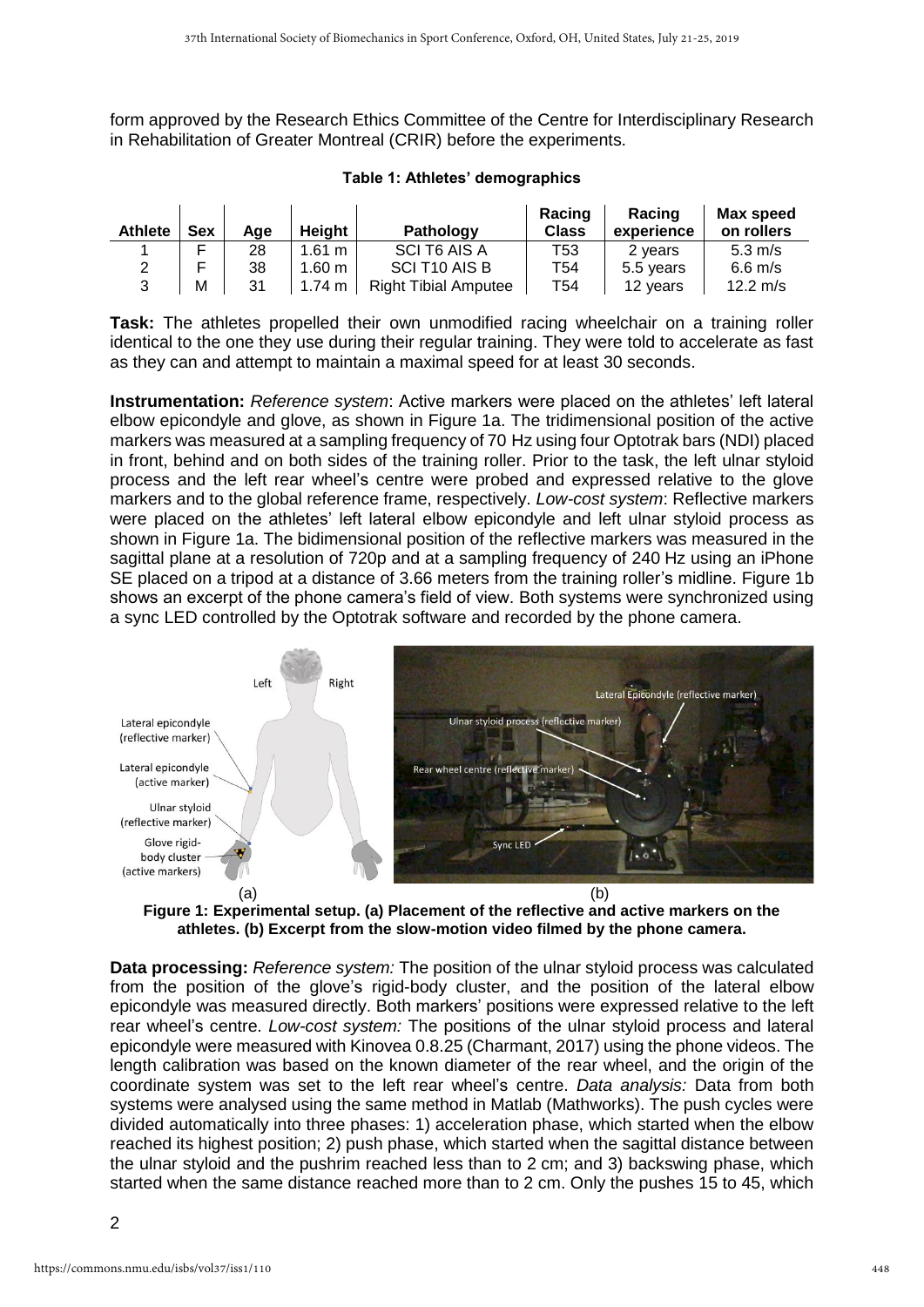form approved by the Research Ethics Committee of the Centre for Interdisciplinary Research in Rehabilitation of Greater Montreal (CRIR) before the experiments.

**Table 1: Athletes' demographics**

| Athlete | Sex | Age | Height | Pathology | Racing Class | Racing experience | Max speed on rollers |
|---|---|---|---|---|---|---|---|
| 1 | F | 28 | 1.61 m | SCI T6 AIS A | T53 | 2 years | 5.3 m/s |
| 2 | F | 38 | 1.60 m | SCI T10 AIS B | T54 | 5.5 years | 6.6 m/s |
| 3 | M | 31 | 1.74 m | Right Tibial Amputee | T54 | 12 years | 12.2 m/s |

**Task:** The athletes propelled their own unmodified racing wheelchair on a training roller identical to the one they use during their regular training. They were told to accelerate as fast as they can and attempt to maintain a maximal speed for at least 30 seconds.

**Instrumentation:** *Reference system*: Active markers were placed on the athletes' left lateral elbow epicondyle and glove, as shown in Figure 1a. The tridimensional position of the active markers was measured at a sampling frequency of 70 Hz using four Optotrak bars (NDI) placed in front, behind and on both sides of the training roller. Prior to the task, the left ulnar styloid process and the left rear wheel's centre were probed and expressed relative to the glove markers and to the global reference frame, respectively. *Low-cost system*: Reflective markers were placed on the athletes' left lateral elbow epicondyle and left ulnar styloid process as shown in Figure 1a. The bidimensional position of the reflective markers was measured in the sagittal plane at a resolution of 720p and at a sampling frequency of 240 Hz using an iPhone SE placed on a tripod at a distance of 3.66 meters from the training roller's midline. Figure 1b shows an excerpt of the phone camera's field of view. Both systems were synchronized using a sync LED controlled by the Optotrak software and recorded by the phone camera.

(a) (b)

**Figure 1: Experimental setup. (a) Placement of the reflective and active markers on the athletes. (b) Excerpt from the slow-motion video filmed by the phone camera.**

**Data processing:** *Reference system:* The position of the ulnar styloid process was calculated from the position of the glove's rigid-body cluster, and the position of the lateral elbow epicondyle was measured directly. Both markers' positions were expressed relative to the left rear wheel's centre. *Low-cost system:* The positions of the ulnar styloid process and lateral epicondyle were measured with Kinovea 0.8.25 (Charmant, 2017) using the phone videos. The length calibration was based on the known diameter of the rear wheel, and the origin of the coordinate system was set to the left rear wheel's centre. *Data analysis:* Data from both systems were analysed using the same method in Matlab (Mathworks). The push cycles were divided automatically into three phases: 1) acceleration phase, which started when the elbow reached its highest position; 2) push phase, which started when the sagittal distance between the ulnar styloid and the pushrim reached less than to 2 cm; and 3) backswing phase, which started when the same distance reached more than to 2 cm. Only the pushes 15 to 45, which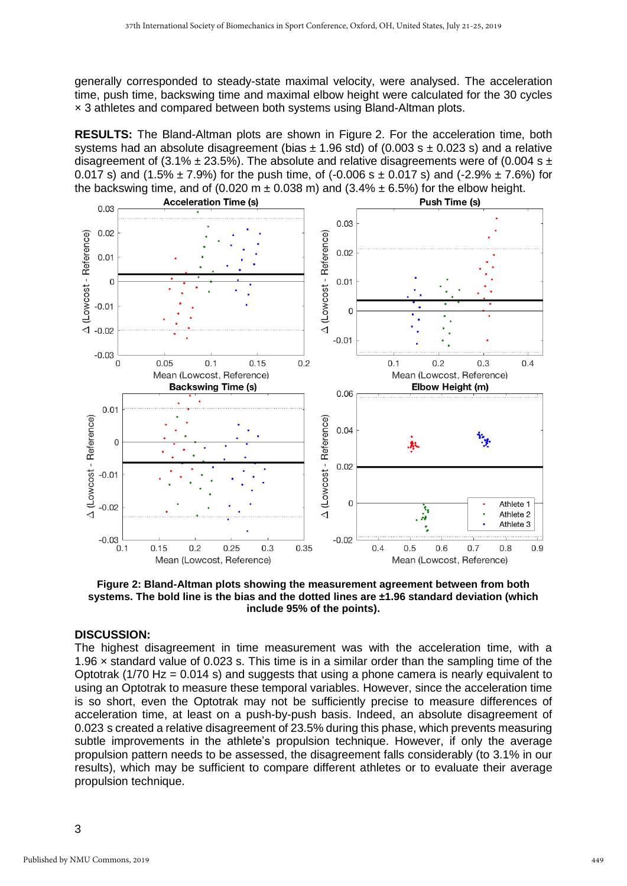generally corresponded to steady-state maximal velocity, were analysed. The acceleration time, push time, backswing time and maximal elbow height were calculated for the 30 cycles × 3 athletes and compared between both systems using Bland-Altman plots.

**RESULTS:** The Bland-Altman plots are shown in Figure 2. For the acceleration time, both systems had an absolute disagreement (bias ± 1.96 std) of (0.003 s ± 0.023 s) and a relative disagreement of (3.1% ± 23.5%). The absolute and relative disagreements were of (0.004 s ± 0.017 s) and (1.5% ± 7.9%) for the push time, of (-0.006 s ± 0.017 s) and (-2.9% ± 7.6%) for the backswing time, and of (0.020 m ± 0.038 m) and (3.4% ± 6.5%) for the elbow height.

**Figure 2: Bland-Altman plots showing the measurement agreement between from both systems. The bold line is the bias and the dotted lines are ±1.96 standard deviation (which include 95% of the points).**

## DISCUSSION:

The highest disagreement in time measurement was with the acceleration time, with a 1.96 × standard value of 0.023 s. This time is in a similar order than the sampling time of the Optotrak (1/70 Hz = 0.014 s) and suggests that using a phone camera is nearly equivalent to using an Optotrak to measure these temporal variables. However, since the acceleration time is so short, even the Optotrak may not be sufficiently precise to measure differences of acceleration time, at least on a push-by-push basis. Indeed, an absolute disagreement of 0.023 s created a relative disagreement of 23.5% during this phase, which prevents measuring subtle improvements in the athlete's propulsion technique. However, if only the average propulsion pattern needs to be assessed, the disagreement falls considerably (to 3.1% in our results), which may be sufficient to compare different athletes or to evaluate their average propulsion technique.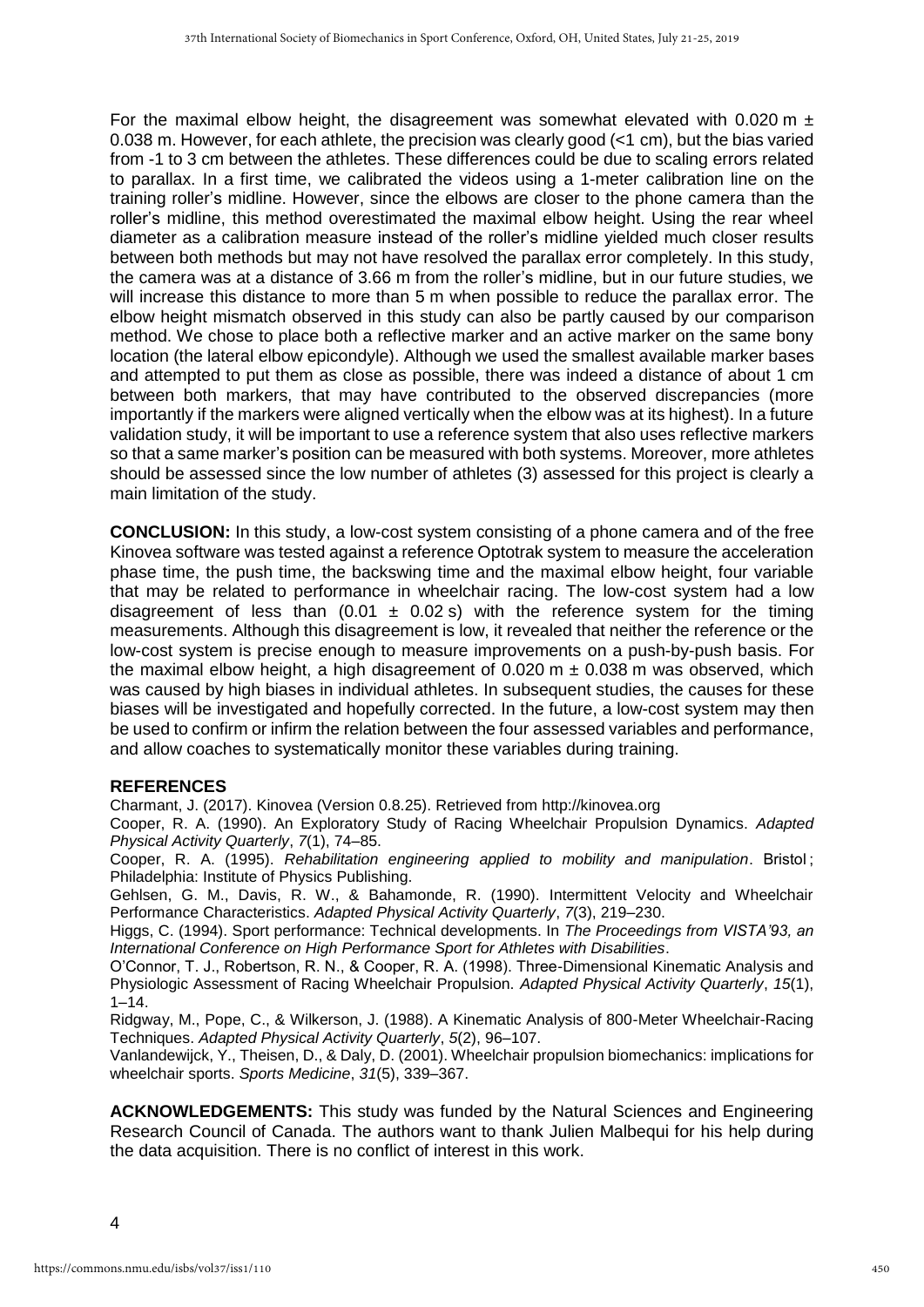For the maximal elbow height, the disagreement was somewhat elevated with 0.020 m ± 0.038 m. However, for each athlete, the precision was clearly good (<1 cm), but the bias varied from -1 to 3 cm between the athletes. These differences could be due to scaling errors related to parallax. In a first time, we calibrated the videos using a 1-meter calibration line on the training roller's midline. However, since the elbows are closer to the phone camera than the roller's midline, this method overestimated the maximal elbow height. Using the rear wheel diameter as a calibration measure instead of the roller's midline yielded much closer results between both methods but may not have resolved the parallax error completely. In this study, the camera was at a distance of 3.66 m from the roller's midline, but in our future studies, we will increase this distance to more than 5 m when possible to reduce the parallax error. The elbow height mismatch observed in this study can also be partly caused by our comparison method. We chose to place both a reflective marker and an active marker on the same bony location (the lateral elbow epicondyle). Although we used the smallest available marker bases and attempted to put them as close as possible, there was indeed a distance of about 1 cm between both markers, that may have contributed to the observed discrepancies (more importantly if the markers were aligned vertically when the elbow was at its highest). In a future validation study, it will be important to use a reference system that also uses reflective markers so that a same marker's position can be measured with both systems. Moreover, more athletes should be assessed since the low number of athletes (3) assessed for this project is clearly a main limitation of the study.

**CONCLUSION:** In this study, a low-cost system consisting of a phone camera and of the free Kinovea software was tested against a reference Optotrak system to measure the acceleration phase time, the push time, the backswing time and the maximal elbow height, four variable that may be related to performance in wheelchair racing. The low-cost system had a low disagreement of less than (0.01 ± 0.02 s) with the reference system for the timing measurements. Although this disagreement is low, it revealed that neither the reference or the low-cost system is precise enough to measure improvements on a push-by-push basis. For the maximal elbow height, a high disagreement of 0.020 m ± 0.038 m was observed, which was caused by high biases in individual athletes. In subsequent studies, the causes for these biases will be investigated and hopefully corrected. In the future, a low-cost system may then be used to confirm or infirm the relation between the four assessed variables and performance, and allow coaches to systematically monitor these variables during training.

## REFERENCES

Charmant, J. (2017). Kinovea (Version 0.8.25). Retrieved from http://kinovea.org

Cooper, R. A. (1990). An Exploratory Study of Racing Wheelchair Propulsion Dynamics. *Adapted Physical Activity Quarterly*, *7*(1), 74–85.

Cooper, R. A. (1995). *Rehabilitation engineering applied to mobility and manipulation*. Bristol ; Philadelphia: Institute of Physics Publishing.

Gehlsen, G. M., Davis, R. W., & Bahamonde, R. (1990). Intermittent Velocity and Wheelchair Performance Characteristics. *Adapted Physical Activity Quarterly*, *7*(3), 219–230.

Higgs, C. (1994). Sport performance: Technical developments. In *The Proceedings from VISTA'93, an International Conference on High Performance Sport for Athletes with Disabilities*.

O'Connor, T. J., Robertson, R. N., & Cooper, R. A. (1998). Three-Dimensional Kinematic Analysis and Physiologic Assessment of Racing Wheelchair Propulsion. *Adapted Physical Activity Quarterly*, *15*(1), 1–14.

Ridgway, M., Pope, C., & Wilkerson, J. (1988). A Kinematic Analysis of 800-Meter Wheelchair-Racing Techniques. *Adapted Physical Activity Quarterly*, *5*(2), 96–107.

Vanlandewijck, Y., Theisen, D., & Daly, D. (2001). Wheelchair propulsion biomechanics: implications for wheelchair sports. *Sports Medicine*, *31*(5), 339–367.

**ACKNOWLEDGEMENTS:** This study was funded by the Natural Sciences and Engineering Research Council of Canada. The authors want to thank Julien Malbequi for his help during the data acquisition. There is no conflict of interest in this work.